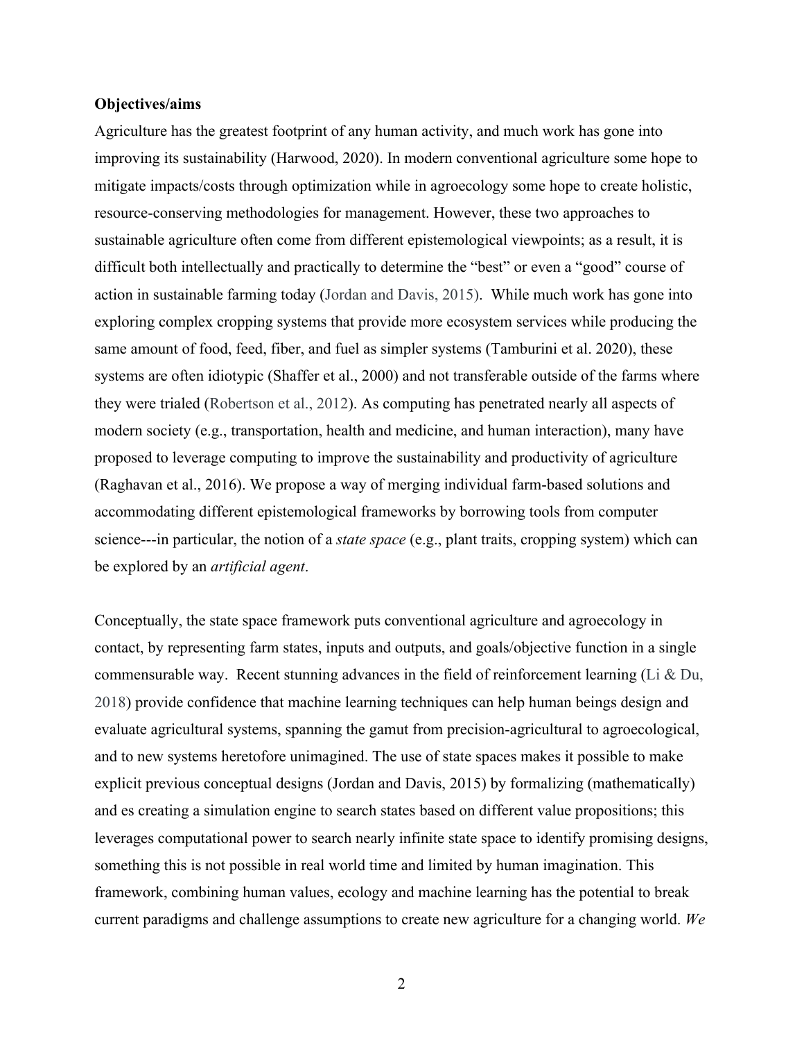**Objectives/aims**

Agriculture has the greatest footprint of any human activity, and much work has gone into improving its sustainability (Harwood, 2020). In modern conventional agriculture some hope to mitigate impacts/costs through optimization while in agroecology some hope to create holistic, resource-conserving methodologies for management. However, these two approaches to sustainable agriculture often come from different epistemological viewpoints; as a result, it is difficult both intellectually and practically to determine the "best" or even a "good" course of action in sustainable farming today (Jordan and Davis, 2015). While much work has gone into exploring complex cropping systems that provide more ecosystem services while producing the same amount of food, feed, fiber, and fuel as simpler systems (Tamburini et al. 2020), these systems are often idiotypic (Shaffer et al., 2000) and not transferable outside of the farms where they were trialed (Robertson et al., 2012). As computing has penetrated nearly all aspects of modern society (e.g., transportation, health and medicine, and human interaction), many have proposed to leverage computing to improve the sustainability and productivity of agriculture (Raghavan et al., 2016). We propose a way of merging individual farm-based solutions and accommodating different epistemological frameworks by borrowing tools from computer science---in particular, the notion of a *state space* (e.g., plant traits, cropping system) which can be explored by an *artificial agent*.

Conceptually, the state space framework puts conventional agriculture and agroecology in contact, by representing farm states, inputs and outputs, and goals/objective function in a single commensurable way. Recent stunning advances in the field of reinforcement learning (Li & Du, 2018) provide confidence that machine learning techniques can help human beings design and evaluate agricultural systems, spanning the gamut from precision-agricultural to agroecological, and to new systems heretofore unimagined. The use of state spaces makes it possible to make explicit previous conceptual designs (Jordan and Davis, 2015) by formalizing (mathematically) and es creating a simulation engine to search states based on different value propositions; this leverages computational power to search nearly infinite state space to identify promising designs, something this is not possible in real world time and limited by human imagination. This framework, combining human values, ecology and machine learning has the potential to break current paradigms and challenge assumptions to create new agriculture for a changing world. *We*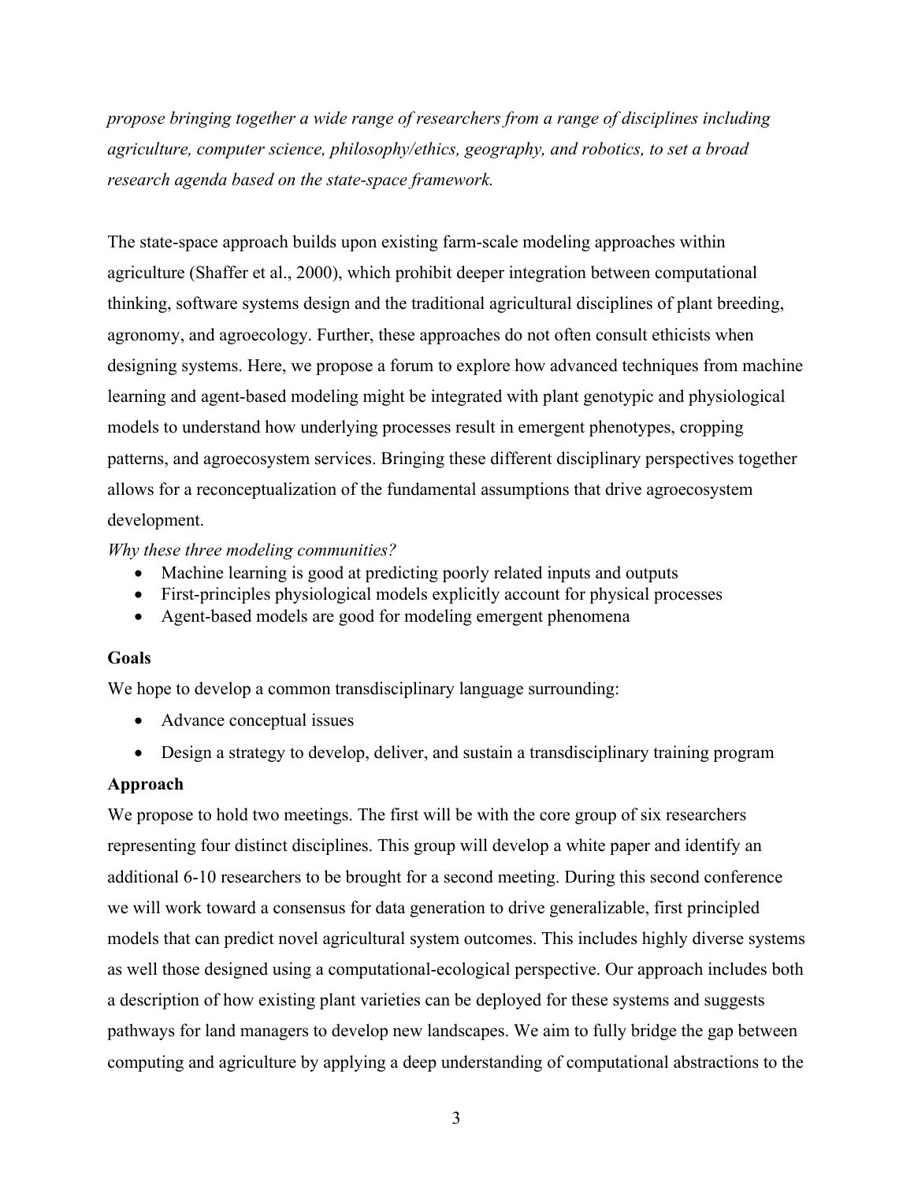*propose bringing together a wide range of researchers from a range of disciplines including agriculture, computer science, philosophy/ethics, geography, and robotics, to set a broad research agenda based on the state-space framework.*

The state-space approach builds upon existing farm-scale modeling approaches within agriculture (Shaffer et al., 2000), which prohibit deeper integration between computational thinking, software systems design and the traditional agricultural disciplines of plant breeding, agronomy, and agroecology. Further, these approaches do not often consult ethicists when designing systems. Here, we propose a forum to explore how advanced techniques from machine learning and agent-based modeling might be integrated with plant genotypic and physiological models to understand how underlying processes result in emergent phenotypes, cropping patterns, and agroecosystem services. Bringing these different disciplinary perspectives together allows for a reconceptualization of the fundamental assumptions that drive agroecosystem development.

*Why these three modeling communities?*

- Machine learning is good at predicting poorly related inputs and outputs
- First-principles physiological models explicitly account for physical processes
- Agent-based models are good for modeling emergent phenomena

**Goals**

We hope to develop a common transdisciplinary language surrounding:

- Advance conceptual issues
- Design a strategy to develop, deliver, and sustain a transdisciplinary training program

**Approach**

We propose to hold two meetings. The first will be with the core group of six researchers representing four distinct disciplines. This group will develop a white paper and identify an additional 6-10 researchers to be brought for a second meeting. During this second conference we will work toward a consensus for data generation to drive generalizable, first principled models that can predict novel agricultural system outcomes. This includes highly diverse systems as well those designed using a computational-ecological perspective. Our approach includes both a description of how existing plant varieties can be deployed for these systems and suggests pathways for land managers to develop new landscapes. We aim to fully bridge the gap between computing and agriculture by applying a deep understanding of computational abstractions to the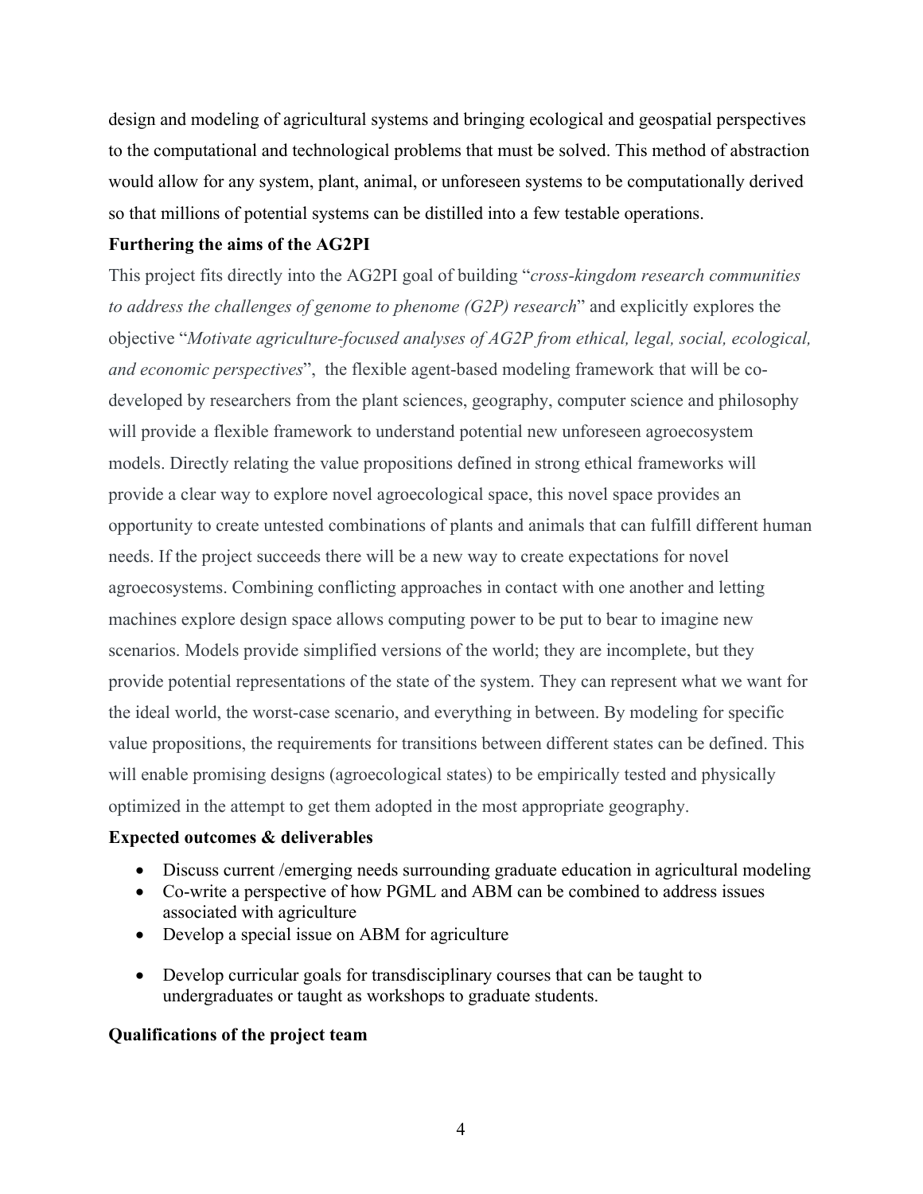design and modeling of agricultural systems and bringing ecological and geospatial perspectives to the computational and technological problems that must be solved. This method of abstraction would allow for any system, plant, animal, or unforeseen systems to be computationally derived so that millions of potential systems can be distilled into a few testable operations.

**Furthering the aims of the AG2PI**

This project fits directly into the AG2PI goal of building "*cross-kingdom research communities to address the challenges of genome to phenome (G2P) research*" and explicitly explores the objective "*Motivate agriculture-focused analyses of AG2P from ethical, legal, social, ecological, and economic perspectives*", the flexible agent-based modeling framework that will be co-developed by researchers from the plant sciences, geography, computer science and philosophy will provide a flexible framework to understand potential new unforeseen agroecosystem models. Directly relating the value propositions defined in strong ethical frameworks will provide a clear way to explore novel agroecological space, this novel space provides an opportunity to create untested combinations of plants and animals that can fulfill different human needs. If the project succeeds there will be a new way to create expectations for novel agroecosystems. Combining conflicting approaches in contact with one another and letting machines explore design space allows computing power to be put to bear to imagine new scenarios. Models provide simplified versions of the world; they are incomplete, but they provide potential representations of the state of the system. They can represent what we want for the ideal world, the worst-case scenario, and everything in between. By modeling for specific value propositions, the requirements for transitions between different states can be defined. This will enable promising designs (agroecological states) to be empirically tested and physically optimized in the attempt to get them adopted in the most appropriate geography.

**Expected outcomes & deliverables**

- Discuss current /emerging needs surrounding graduate education in agricultural modeling
- Co-write a perspective of how PGML and ABM can be combined to address issues associated with agriculture
- Develop a special issue on ABM for agriculture
- Develop curricular goals for transdisciplinary courses that can be taught to undergraduates or taught as workshops to graduate students.

**Qualifications of the project team**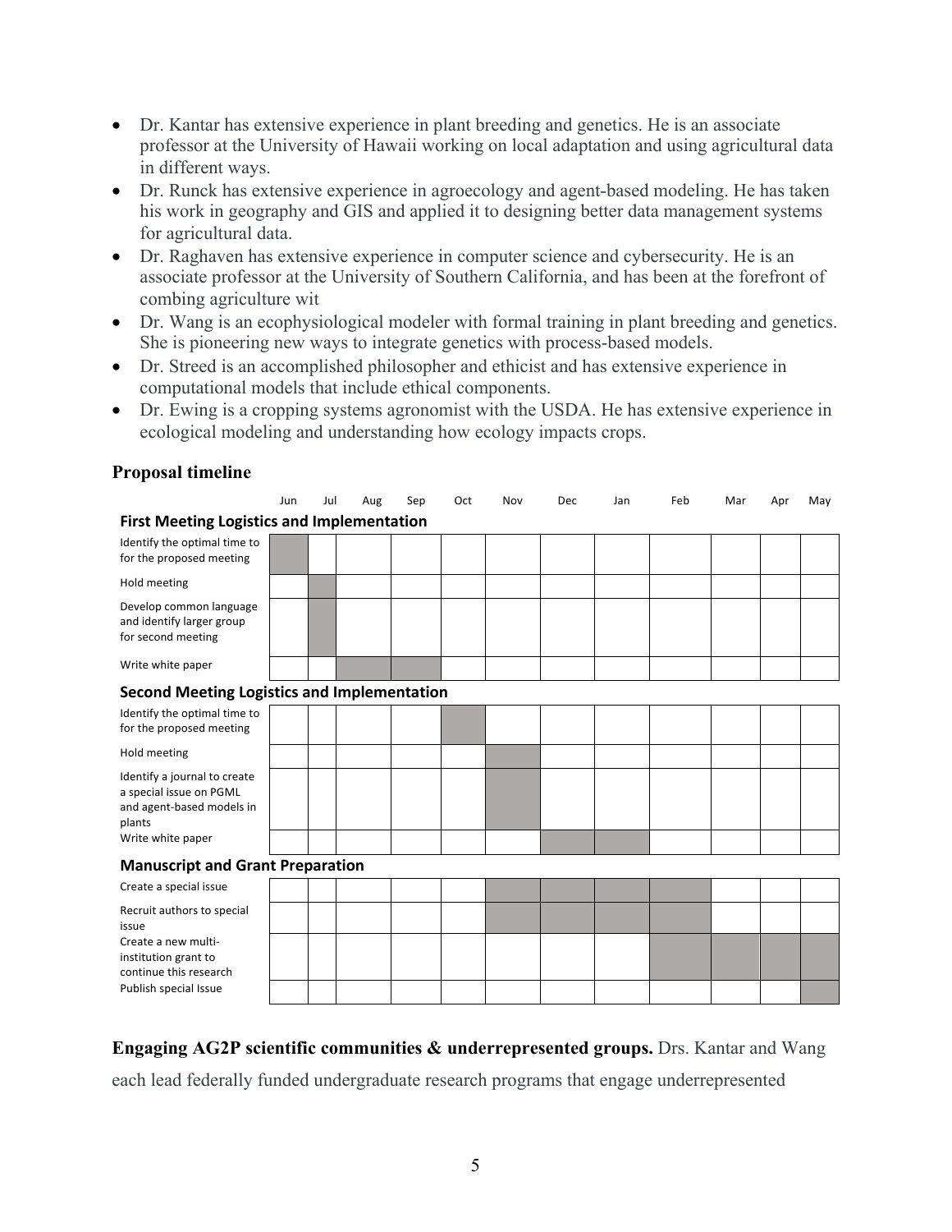- Dr. Kantar has extensive experience in plant breeding and genetics. He is an associate professor at the University of Hawaii working on local adaptation and using agricultural data in different ways.
- Dr. Runck has extensive experience in agroecology and agent-based modeling. He has taken his work in geography and GIS and applied it to designing better data management systems for agricultural data.
- Dr. Raghaven has extensive experience in computer science and cybersecurity. He is an associate professor at the University of Southern California, and has been at the forefront of combing agriculture wit
- Dr. Wang is an ecophysiological modeler with formal training in plant breeding and genetics. She is pioneering new ways to integrate genetics with process-based models.
- Dr. Streed is an accomplished philosopher and ethicist and has extensive experience in computational models that include ethical components.
- Dr. Ewing is a cropping systems agronomist with the USDA. He has extensive experience in ecological modeling and understanding how ecology impacts crops.

### Proposal timeline

| | Jun | Jul | Aug | Sep | Oct | Nov | Dec | Jan | Feb | Mar | Apr | May |
|---|---|---|---|---|---|---|---|---|---|---|---|---|
| **First Meeting Logistics and Implementation** | | | | | | | | | | | | |
| Identify the optimal time to for the proposed meeting | ■ | | | | | | | | | | | |
| Hold meeting | | ■ | | | | | | | | | | |
| Develop common language and identify larger group for second meeting | | ■ | | | | | | | | | | |
| Write white paper | | | ■ | ■ | | | | | | | | |
| **Second Meeting Logistics and Implementation** | | | | | | | | | | | | |
| Identify the optimal time to for the proposed meeting | | | | | ■ | | | | | | | |
| Hold meeting | | | | | | ■ | | | | | | |
| Identify a journal to create a special issue on PGML and agent-based models in plants | | | | | | ■ | | | | | | |
| Write white paper | | | | | | | ■ | ■ | | | | |
| **Manuscript and Grant Preparation** | | | | | | | | | | | | |
| Create a special issue | | | | | | ■ | ■ | ■ | ■ | | | |
| Recruit authors to special issue | | | | | | ■ | ■ | ■ | ■ | | | |
| Create a new multi-institution grant to continue this research | | | | | | | | | ■ | ■ | ■ | ■ |
| Publish special Issue | | | | | | | | | | | | ■ |

**Engaging AG2P scientific communities & underrepresented groups.** Drs. Kantar and Wang each lead federally funded undergraduate research programs that engage underrepresented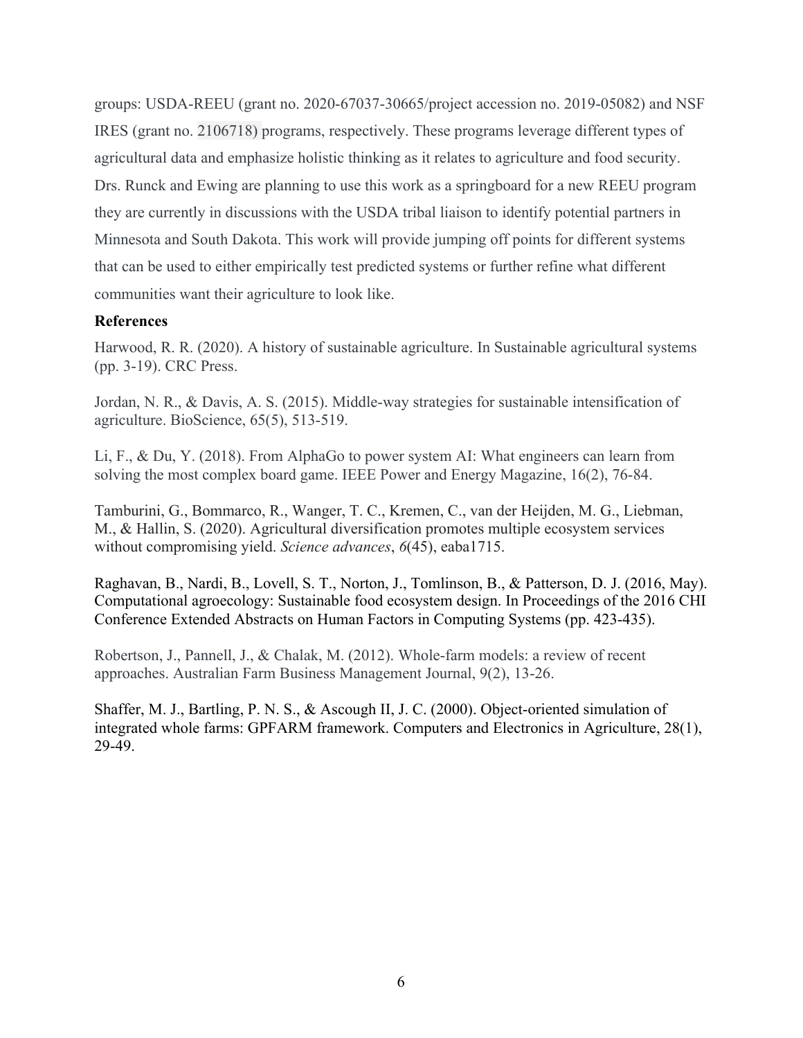groups: USDA-REEU (grant no. 2020-67037-30665/project accession no. 2019-05082) and NSF IRES (grant no. 2106718) programs, respectively. These programs leverage different types of agricultural data and emphasize holistic thinking as it relates to agriculture and food security. Drs. Runck and Ewing are planning to use this work as a springboard for a new REEU program they are currently in discussions with the USDA tribal liaison to identify potential partners in Minnesota and South Dakota. This work will provide jumping off points for different systems that can be used to either empirically test predicted systems or further refine what different communities want their agriculture to look like.

**References**

Harwood, R. R. (2020). A history of sustainable agriculture. In Sustainable agricultural systems (pp. 3-19). CRC Press.

Jordan, N. R., & Davis, A. S. (2015). Middle-way strategies for sustainable intensification of agriculture. BioScience, 65(5), 513-519.

Li, F., & Du, Y. (2018). From AlphaGo to power system AI: What engineers can learn from solving the most complex board game. IEEE Power and Energy Magazine, 16(2), 76-84.

Tamburini, G., Bommarco, R., Wanger, T. C., Kremen, C., van der Heijden, M. G., Liebman, M., & Hallin, S. (2020). Agricultural diversification promotes multiple ecosystem services without compromising yield. *Science advances*, *6*(45), eaba1715.

Raghavan, B., Nardi, B., Lovell, S. T., Norton, J., Tomlinson, B., & Patterson, D. J. (2016, May). Computational agroecology: Sustainable food ecosystem design. In Proceedings of the 2016 CHI Conference Extended Abstracts on Human Factors in Computing Systems (pp. 423-435).

Robertson, J., Pannell, J., & Chalak, M. (2012). Whole-farm models: a review of recent approaches. Australian Farm Business Management Journal, 9(2), 13-26.

Shaffer, M. J., Bartling, P. N. S., & Ascough II, J. C. (2000). Object-oriented simulation of integrated whole farms: GPFARM framework. Computers and Electronics in Agriculture, 28(1), 29-49.